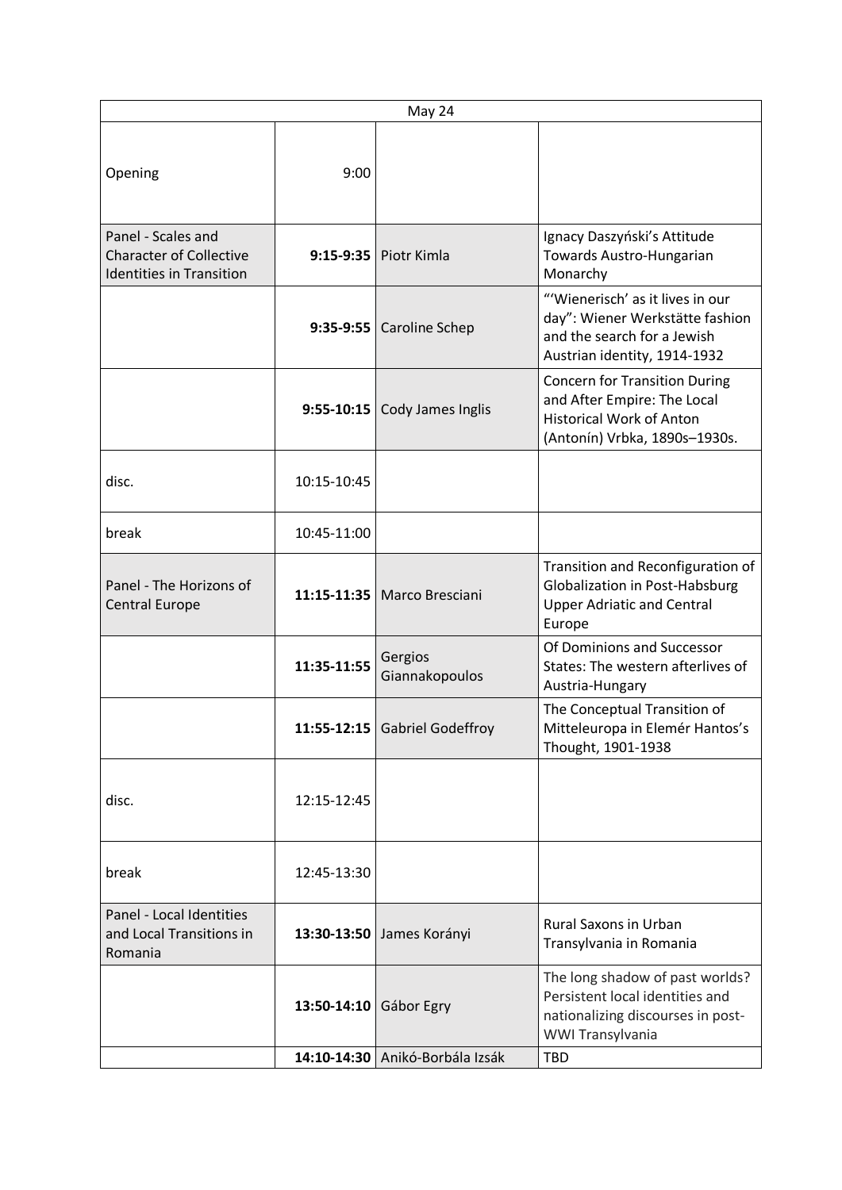| May 24 | | | |
|---|---|---|---|
| Opening | 9:00 | | |
| Panel - Scales and Character of Collective Identities in Transition | **9:15-9:35** | Piotr Kimla | Ignacy Daszyński's Attitude Towards Austro-Hungarian Monarchy |
| | **9:35-9:55** | Caroline Schep | "'Wienerisch' as it lives in our day": Wiener Werkstätte fashion and the search for a Jewish Austrian identity, 1914-1932 |
| | **9:55-10:15** | Cody James Inglis | Concern for Transition During and After Empire: The Local Historical Work of Anton (Antonín) Vrbka, 1890s–1930s. |
| disc. | 10:15-10:45 | | |
| break | 10:45-11:00 | | |
| Panel - The Horizons of Central Europe | **11:15-11:35** | Marco Bresciani | Transition and Reconfiguration of Globalization in Post-Habsburg Upper Adriatic and Central Europe |
| | **11:35-11:55** | Gergios Giannakopoulos | Of Dominions and Successor States: The western afterlives of Austria-Hungary |
| | **11:55-12:15** | Gabriel Godeffroy | The Conceptual Transition of Mitteleuropa in Elemér Hantos's Thought, 1901-1938 |
| disc. | 12:15-12:45 | | |
| break | 12:45-13:30 | | |
| Panel - Local Identities and Local Transitions in Romania | **13:30-13:50** | James Korányi | Rural Saxons in Urban Transylvania in Romania |
| | **13:50-14:10** | Gábor Egry | The long shadow of past worlds? Persistent local identities and nationalizing discourses in post-WWI Transylvania |
| | **14:10-14:30** | Anikó-Borbála Izsák | TBD |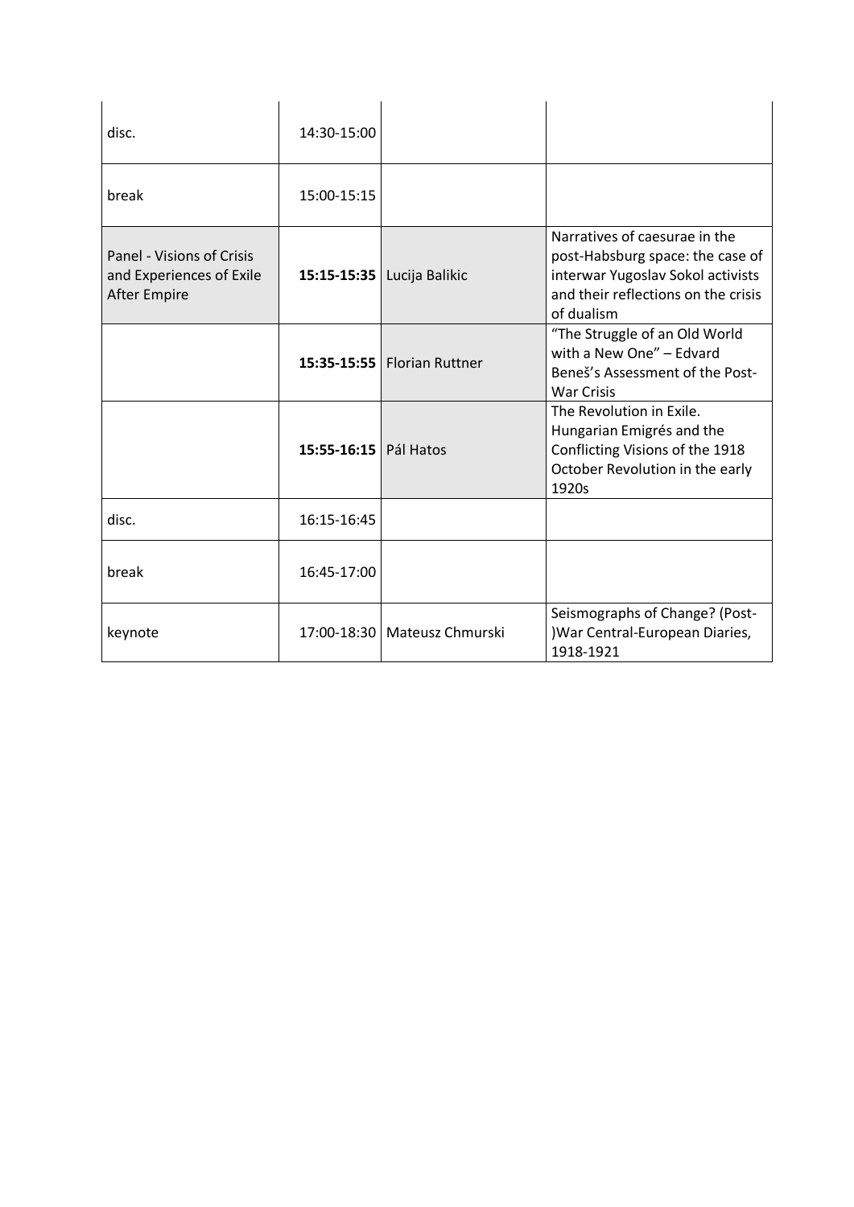| | | | |
|---|---|---|---|
| disc. | 14:30-15:00 | | |
| break | 15:00-15:15 | | |
| Panel - Visions of Crisis and Experiences of Exile After Empire | **15:15-15:35** | Lucija Balikic | Narratives of caesurae in the post-Habsburg space: the case of interwar Yugoslav Sokol activists and their reflections on the crisis of dualism |
| | **15:35-15:55** | Florian Ruttner | "The Struggle of an Old World with a New One" – Edvard Beneš's Assessment of the Post-War Crisis |
| | **15:55-16:15** | Pál Hatos | The Revolution in Exile. Hungarian Emigrés and the Conflicting Visions of the 1918 October Revolution in the early 1920s |
| disc. | 16:15-16:45 | | |
| break | 16:45-17:00 | | |
| keynote | 17:00-18:30 | Mateusz Chmurski | Seismographs of Change? (Post-)War Central-European Diaries, 1918-1921 |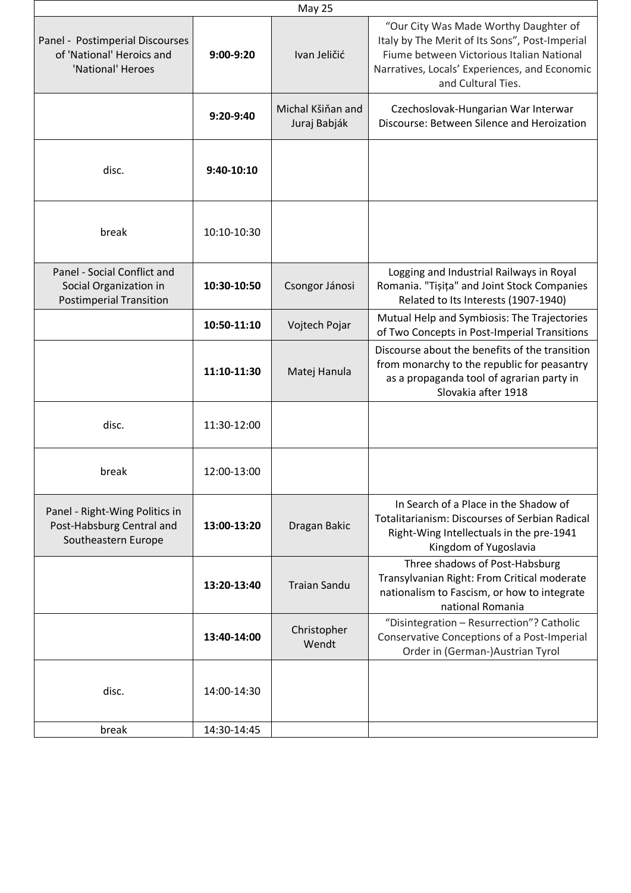| May 25 | | | |
|---|---|---|---|
| Panel - Postimperial Discourses of 'National' Heroics and 'National' Heroes | **9:00-9:20** | Ivan Jeličić | "Our City Was Made Worthy Daughter of Italy by The Merit of Its Sons", Post-Imperial Fiume between Victorious Italian National Narratives, Locals' Experiences, and Economic and Cultural Ties. |
| | **9:20-9:40** | Michal Kšiňan and Juraj Babják | Czechoslovak-Hungarian War Interwar Discourse: Between Silence and Heroization |
| disc. | **9:40-10:10** | | |
| break | 10:10-10:30 | | |
| Panel - Social Conflict and Social Organization in Postimperial Transition | **10:30-10:50** | Csongor Jánosi | Logging and Industrial Railways in Royal Romania. "Tișița" and Joint Stock Companies Related to Its Interests (1907-1940) |
| | **10:50-11:10** | Vojtech Pojar | Mutual Help and Symbiosis: The Trajectories of Two Concepts in Post-Imperial Transitions |
| | **11:10-11:30** | Matej Hanula | Discourse about the benefits of the transition from monarchy to the republic for peasantry as a propaganda tool of agrarian party in Slovakia after 1918 |
| disc. | 11:30-12:00 | | |
| break | 12:00-13:00 | | |
| Panel - Right-Wing Politics in Post-Habsburg Central and Southeastern Europe | **13:00-13:20** | Dragan Bakic | In Search of a Place in the Shadow of Totalitarianism: Discourses of Serbian Radical Right-Wing Intellectuals in the pre-1941 Kingdom of Yugoslavia |
| | **13:20-13:40** | Traian Sandu | Three shadows of Post-Habsburg Transylvanian Right: From Critical moderate nationalism to Fascism, or how to integrate national Romania |
| | **13:40-14:00** | Christopher Wendt | "Disintegration – Resurrection"? Catholic Conservative Conceptions of a Post-Imperial Order in (German-)Austrian Tyrol |
| disc. | 14:00-14:30 | | |
| break | 14:30-14:45 | | |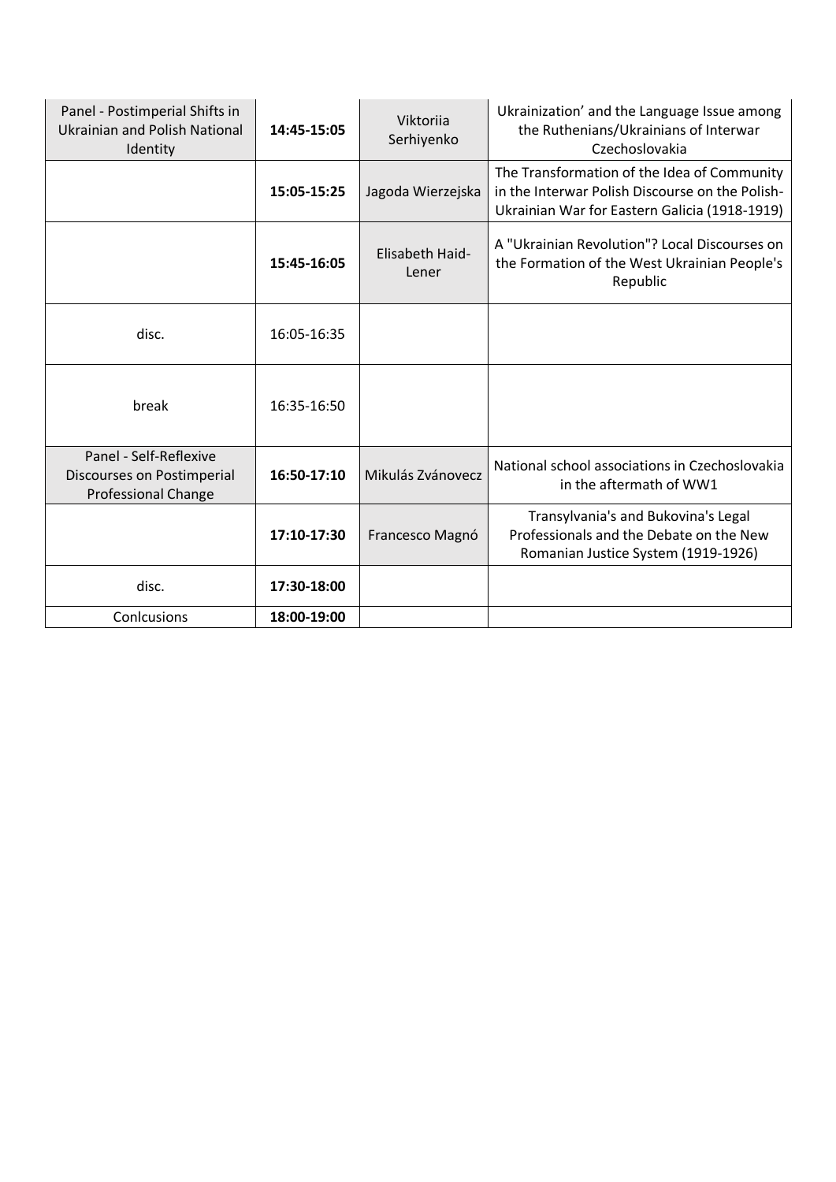| | | | |
|---|---|---|---|
| Panel - Postimperial Shifts in Ukrainian and Polish National Identity | **14:45-15:05** | Viktoriia Serhiyenko | Ukrainization' and the Language Issue among the Ruthenians/Ukrainians of Interwar Czechoslovakia |
| | **15:05-15:25** | Jagoda Wierzejska | The Transformation of the Idea of Community in the Interwar Polish Discourse on the Polish-Ukrainian War for Eastern Galicia (1918-1919) |
| | **15:45-16:05** | Elisabeth Haid-Lener | A "Ukrainian Revolution"? Local Discourses on the Formation of the West Ukrainian People's Republic |
| disc. | 16:05-16:35 | | |
| break | 16:35-16:50 | | |
| Panel - Self-Reflexive Discourses on Postimperial Professional Change | **16:50-17:10** | Mikulás Zvánovecz | National school associations in Czechoslovakia in the aftermath of WW1 |
| | **17:10-17:30** | Francesco Magnó | Transylvania's and Bukovina's Legal Professionals and the Debate on the New Romanian Justice System (1919-1926) |
| disc. | **17:30-18:00** | | |
| Conlcusions | **18:00-19:00** | | |